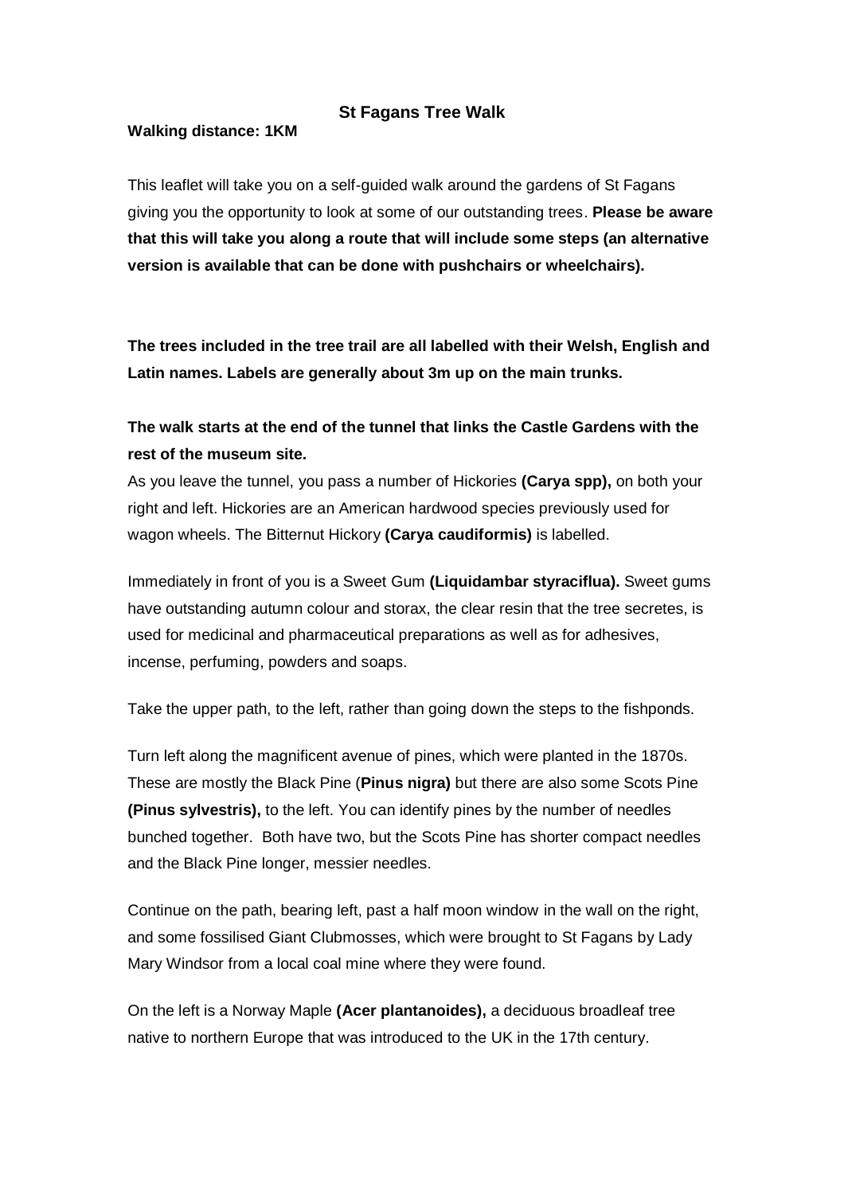# St Fagans Tree Walk

**Walking distance: 1KM**

This leaflet will take you on a self-guided walk around the gardens of St Fagans giving you the opportunity to look at some of our outstanding trees. **Please be aware that this will take you along a route that will include some steps (an alternative version is available that can be done with pushchairs or wheelchairs).**

**The trees included in the tree trail are all labelled with their Welsh, English and Latin names. Labels are generally about 3m up on the main trunks.**

**The walk starts at the end of the tunnel that links the Castle Gardens with the rest of the museum site.**

As you leave the tunnel, you pass a number of Hickories **(Carya spp),** on both your right and left. Hickories are an American hardwood species previously used for wagon wheels. The Bitternut Hickory **(Carya caudiformis)** is labelled.

Immediately in front of you is a Sweet Gum **(Liquidambar styraciflua).** Sweet gums have outstanding autumn colour and storax, the clear resin that the tree secretes, is used for medicinal and pharmaceutical preparations as well as for adhesives, incense, perfuming, powders and soaps.

Take the upper path, to the left, rather than going down the steps to the fishponds.

Turn left along the magnificent avenue of pines, which were planted in the 1870s. These are mostly the Black Pine (**Pinus nigra)** but there are also some Scots Pine **(Pinus sylvestris),** to the left. You can identify pines by the number of needles bunched together. Both have two, but the Scots Pine has shorter compact needles and the Black Pine longer, messier needles.

Continue on the path, bearing left, past a half moon window in the wall on the right, and some fossilised Giant Clubmosses, which were brought to St Fagans by Lady Mary Windsor from a local coal mine where they were found.

On the left is a Norway Maple **(Acer plantanoides),** a deciduous broadleaf tree native to northern Europe that was introduced to the UK in the 17th century.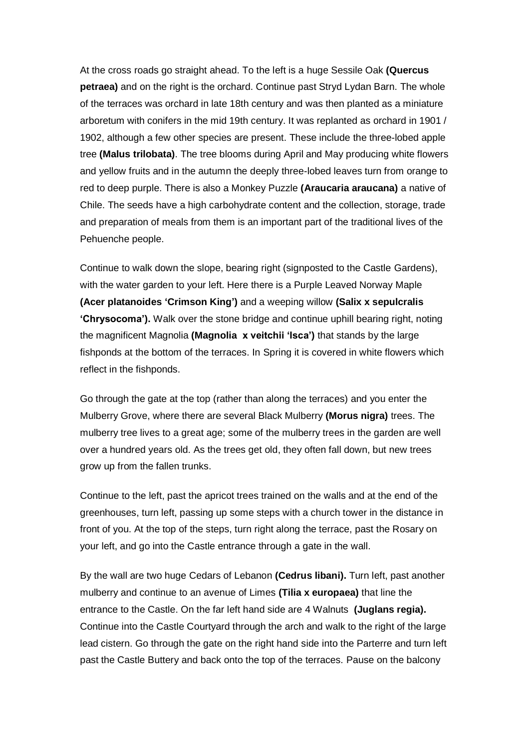At the cross roads go straight ahead. To the left is a huge Sessile Oak **(Quercus petraea)** and on the right is the orchard. Continue past Stryd Lydan Barn. The whole of the terraces was orchard in late 18th century and was then planted as a miniature arboretum with conifers in the mid 19th century. It was replanted as orchard in 1901 / 1902, although a few other species are present. These include the three-lobed apple tree **(Malus trilobata)**. The tree blooms during April and May producing white flowers and yellow fruits and in the autumn the deeply three-lobed leaves turn from orange to red to deep purple. There is also a Monkey Puzzle **(Araucaria araucana)** a native of Chile. The seeds have a high carbohydrate content and the collection, storage, trade and preparation of meals from them is an important part of the traditional lives of the Pehuenche people.

Continue to walk down the slope, bearing right (signposted to the Castle Gardens), with the water garden to your left. Here there is a Purple Leaved Norway Maple **(Acer platanoides 'Crimson King')** and a weeping willow **(Salix x sepulcralis 'Chrysocoma').** Walk over the stone bridge and continue uphill bearing right, noting the magnificent Magnolia **(Magnolia x veitchii 'Isca')** that stands by the large fishponds at the bottom of the terraces. In Spring it is covered in white flowers which reflect in the fishponds.

Go through the gate at the top (rather than along the terraces) and you enter the Mulberry Grove, where there are several Black Mulberry **(Morus nigra)** trees. The mulberry tree lives to a great age; some of the mulberry trees in the garden are well over a hundred years old. As the trees get old, they often fall down, but new trees grow up from the fallen trunks.

Continue to the left, past the apricot trees trained on the walls and at the end of the greenhouses, turn left, passing up some steps with a church tower in the distance in front of you. At the top of the steps, turn right along the terrace, past the Rosary on your left, and go into the Castle entrance through a gate in the wall.

By the wall are two huge Cedars of Lebanon **(Cedrus libani).** Turn left, past another mulberry and continue to an avenue of Limes **(Tilia x europaea)** that line the entrance to the Castle. On the far left hand side are 4 Walnuts **(Juglans regia).** Continue into the Castle Courtyard through the arch and walk to the right of the large lead cistern. Go through the gate on the right hand side into the Parterre and turn left past the Castle Buttery and back onto the top of the terraces. Pause on the balcony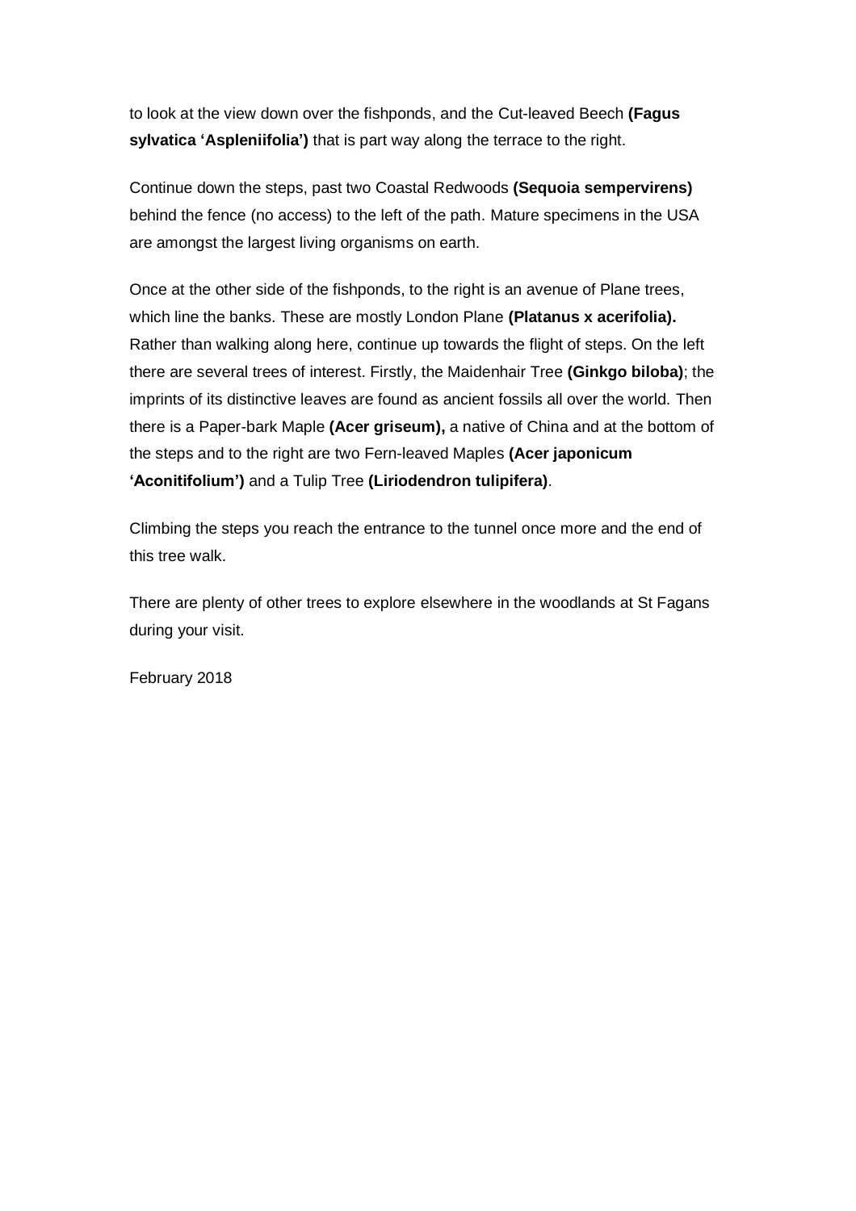to look at the view down over the fishponds, and the Cut-leaved Beech **(Fagus sylvatica 'Aspleniifolia')** that is part way along the terrace to the right.

Continue down the steps, past two Coastal Redwoods **(Sequoia sempervirens)** behind the fence (no access) to the left of the path. Mature specimens in the USA are amongst the largest living organisms on earth.

Once at the other side of the fishponds, to the right is an avenue of Plane trees, which line the banks. These are mostly London Plane **(Platanus x acerifolia).** Rather than walking along here, continue up towards the flight of steps. On the left there are several trees of interest. Firstly, the Maidenhair Tree **(Ginkgo biloba)**; the imprints of its distinctive leaves are found as ancient fossils all over the world. Then there is a Paper-bark Maple **(Acer griseum),** a native of China and at the bottom of the steps and to the right are two Fern-leaved Maples **(Acer japonicum 'Aconitifolium')** and a Tulip Tree **(Liriodendron tulipifera)**.

Climbing the steps you reach the entrance to the tunnel once more and the end of this tree walk.

There are plenty of other trees to explore elsewhere in the woodlands at St Fagans during your visit.

February 2018